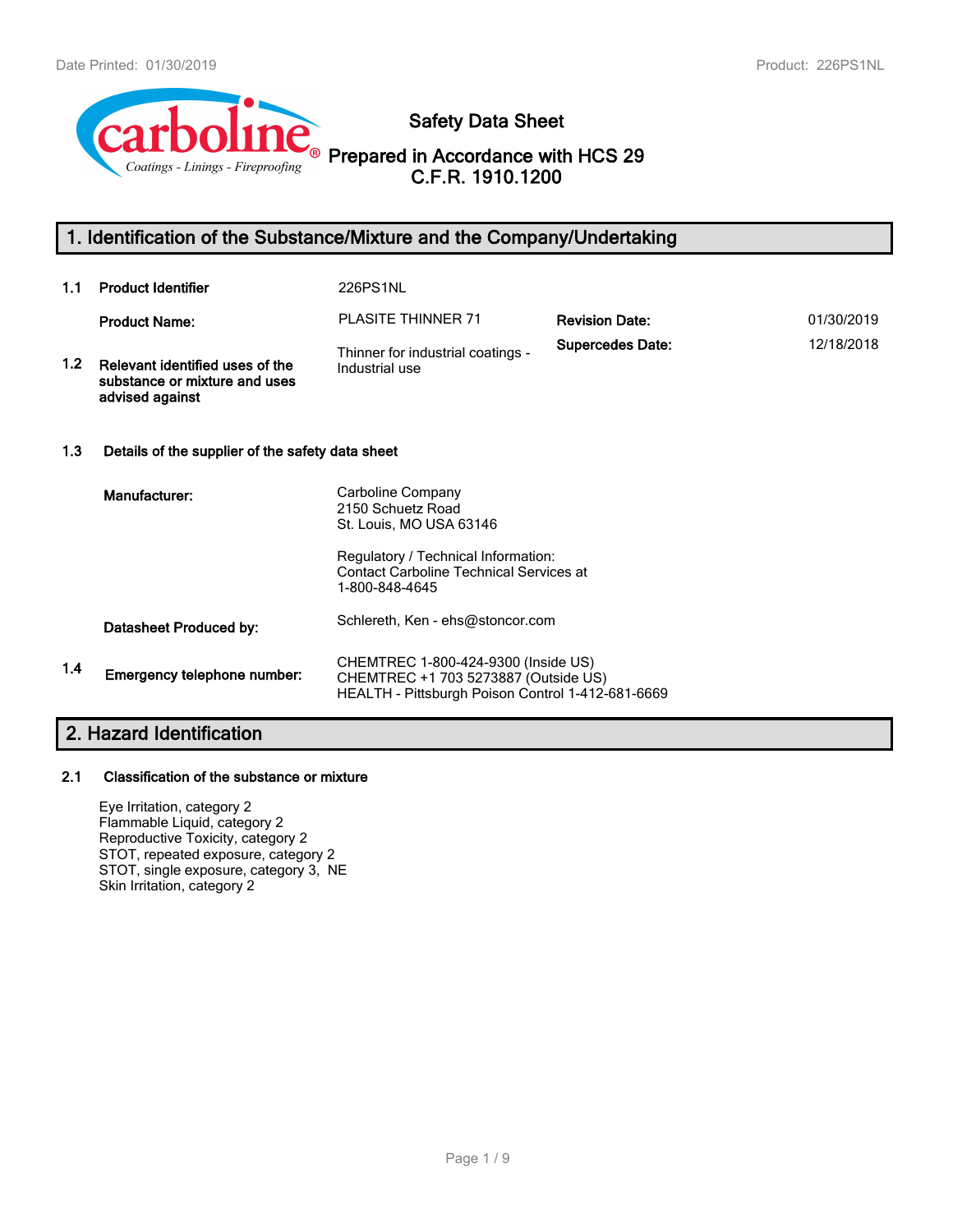# Safety Data Sheet

## Prepared in Accordance with HCS 29 C.F.R. 1910.1200

## 1. Identification of the Substance/Mixture and the Company/Undertaking

**1.1 Product Identifier** 226PS1NL

| | | | |
|---|---|---|---|
| **Product Name:** | PLASITE THINNER 71 | **Revision Date:** | 01/30/2019 |
| | | **Supercedes Date:** | 12/18/2018 |

**1.2 Relevant identified uses of the substance or mixture and uses advised against** Thinner for industrial coatings - Industrial use

**1.3 Details of the supplier of the safety data sheet**

**Manufacturer:**
Carboline Company
2150 Schuetz Road
St. Louis, MO USA 63146

Regulatory / Technical Information:
Contact Carboline Technical Services at
1-800-848-4645

**Datasheet Produced by:** Schlereth, Ken - ehs@stoncor.com

**1.4 Emergency telephone number:**
CHEMTREC 1-800-424-9300 (Inside US)
CHEMTREC +1 703 5273887 (Outside US)
HEALTH - Pittsburgh Poison Control 1-412-681-6669

## 2. Hazard Identification

**2.1 Classification of the substance or mixture**

Eye Irritation, category 2
Flammable Liquid, category 2
Reproductive Toxicity, category 2
STOT, repeated exposure, category 2
STOT, single exposure, category 3, NE
Skin Irritation, category 2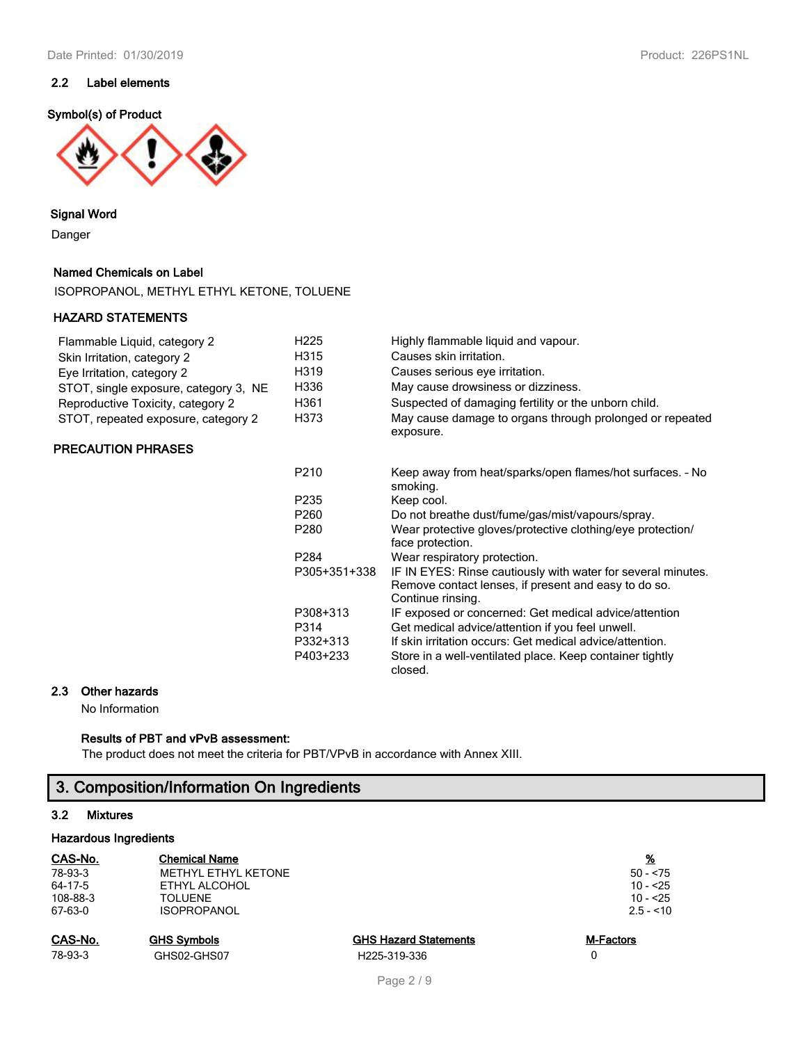### 2.2 Label elements

**Symbol(s) of Product**

**Signal Word**

Danger

**Named Chemicals on Label**

ISOPROPANOL, METHYL ETHYL KETONE, TOLUENE

**HAZARD STATEMENTS**

| | | |
|---|---|---|
| Flammable Liquid, category 2 | H225 | Highly flammable liquid and vapour. |
| Skin Irritation, category 2 | H315 | Causes skin irritation. |
| Eye Irritation, category 2 | H319 | Causes serious eye irritation. |
| STOT, single exposure, category 3, NE | H336 | May cause drowsiness or dizziness. |
| Reproductive Toxicity, category 2 | H361 | Suspected of damaging fertility or the unborn child. |
| STOT, repeated exposure, category 2 | H373 | May cause damage to organs through prolonged or repeated exposure. |

**PRECAUTION PHRASES**

| | |
|---|---|
| P210 | Keep away from heat/sparks/open flames/hot surfaces. - No smoking. |
| P235 | Keep cool. |
| P260 | Do not breathe dust/fume/gas/mist/vapours/spray. |
| P280 | Wear protective gloves/protective clothing/eye protection/ face protection. |
| P284 | Wear respiratory protection. |
| P305+351+338 | IF IN EYES: Rinse cautiously with water for several minutes. Remove contact lenses, if present and easy to do so. Continue rinsing. |
| P308+313 | IF exposed or concerned: Get medical advice/attention |
| P314 | Get medical advice/attention if you feel unwell. |
| P332+313 | If skin irritation occurs: Get medical advice/attention. |
| P403+233 | Store in a well-ventilated place. Keep container tightly closed. |

### 2.3 Other hazards

No Information

**Results of PBT and vPvB assessment:**

The product does not meet the criteria for PBT/VPvB in accordance with Annex XIII.

## 3. Composition/Information On Ingredients

### 3.2 Mixtures

**Hazardous Ingredients**

| CAS-No. | Chemical Name | % |
|---|---|---|
| 78-93-3 | METHYL ETHYL KETONE | 50 - <75 |
| 64-17-5 | ETHYL ALCOHOL | 10 - <25 |
| 108-88-3 | TOLUENE | 10 - <25 |
| 67-63-0 | ISOPROPANOL | 2.5 - <10 |

| CAS-No. | GHS Symbols | GHS Hazard Statements | M-Factors |
|---|---|---|---|
| 78-93-3 | GHS02-GHS07 | H225-319-336 | 0 |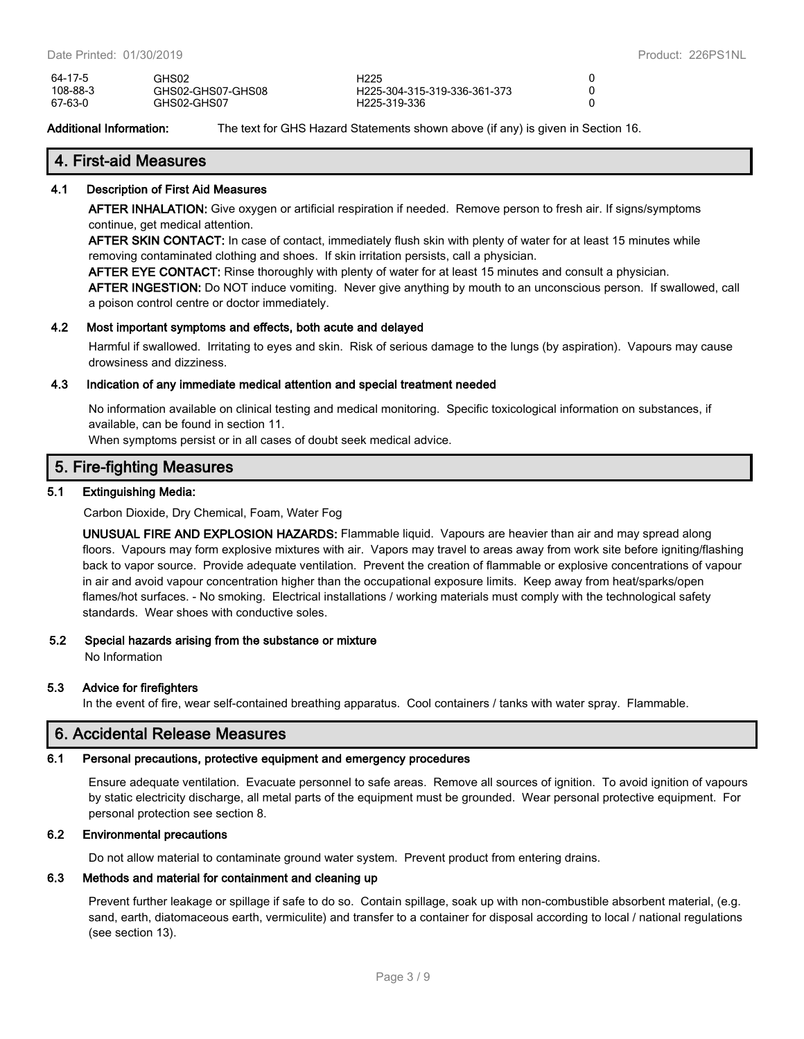| | | | |
|---|---|---|---|
| 64-17-5 | GHS02 | H225 | 0 |
| 108-88-3 | GHS02-GHS07-GHS08 | H225-304-315-319-336-361-373 | 0 |
| 67-63-0 | GHS02-GHS07 | H225-319-336 | 0 |

**Additional Information:** The text for GHS Hazard Statements shown above (if any) is given in Section 16.

## 4. First-aid Measures

### 4.1 Description of First Aid Measures

**AFTER INHALATION:** Give oxygen or artificial respiration if needed. Remove person to fresh air. If signs/symptoms continue, get medical attention.

**AFTER SKIN CONTACT:** In case of contact, immediately flush skin with plenty of water for at least 15 minutes while removing contaminated clothing and shoes. If skin irritation persists, call a physician.

**AFTER EYE CONTACT:** Rinse thoroughly with plenty of water for at least 15 minutes and consult a physician.

**AFTER INGESTION:** Do NOT induce vomiting. Never give anything by mouth to an unconscious person. If swallowed, call a poison control centre or doctor immediately.

### 4.2 Most important symptoms and effects, both acute and delayed

Harmful if swallowed. Irritating to eyes and skin. Risk of serious damage to the lungs (by aspiration). Vapours may cause drowsiness and dizziness.

### 4.3 Indication of any immediate medical attention and special treatment needed

No information available on clinical testing and medical monitoring. Specific toxicological information on substances, if available, can be found in section 11.

When symptoms persist or in all cases of doubt seek medical advice.

## 5. Fire-fighting Measures

### 5.1 Extinguishing Media:

Carbon Dioxide, Dry Chemical, Foam, Water Fog

**UNUSUAL FIRE AND EXPLOSION HAZARDS:** Flammable liquid. Vapours are heavier than air and may spread along floors. Vapours may form explosive mixtures with air. Vapors may travel to areas away from work site before igniting/flashing back to vapor source. Provide adequate ventilation. Prevent the creation of flammable or explosive concentrations of vapour in air and avoid vapour concentration higher than the occupational exposure limits. Keep away from heat/sparks/open flames/hot surfaces. - No smoking. Electrical installations / working materials must comply with the technological safety standards. Wear shoes with conductive soles.

### 5.2 Special hazards arising from the substance or mixture

No Information

### 5.3 Advice for firefighters

In the event of fire, wear self-contained breathing apparatus. Cool containers / tanks with water spray. Flammable.

## 6. Accidental Release Measures

### 6.1 Personal precautions, protective equipment and emergency procedures

Ensure adequate ventilation. Evacuate personnel to safe areas. Remove all sources of ignition. To avoid ignition of vapours by static electricity discharge, all metal parts of the equipment must be grounded. Wear personal protective equipment. For personal protection see section 8.

### 6.2 Environmental precautions

Do not allow material to contaminate ground water system. Prevent product from entering drains.

### 6.3 Methods and material for containment and cleaning up

Prevent further leakage or spillage if safe to do so. Contain spillage, soak up with non-combustible absorbent material, (e.g. sand, earth, diatomaceous earth, vermiculite) and transfer to a container for disposal according to local / national regulations (see section 13).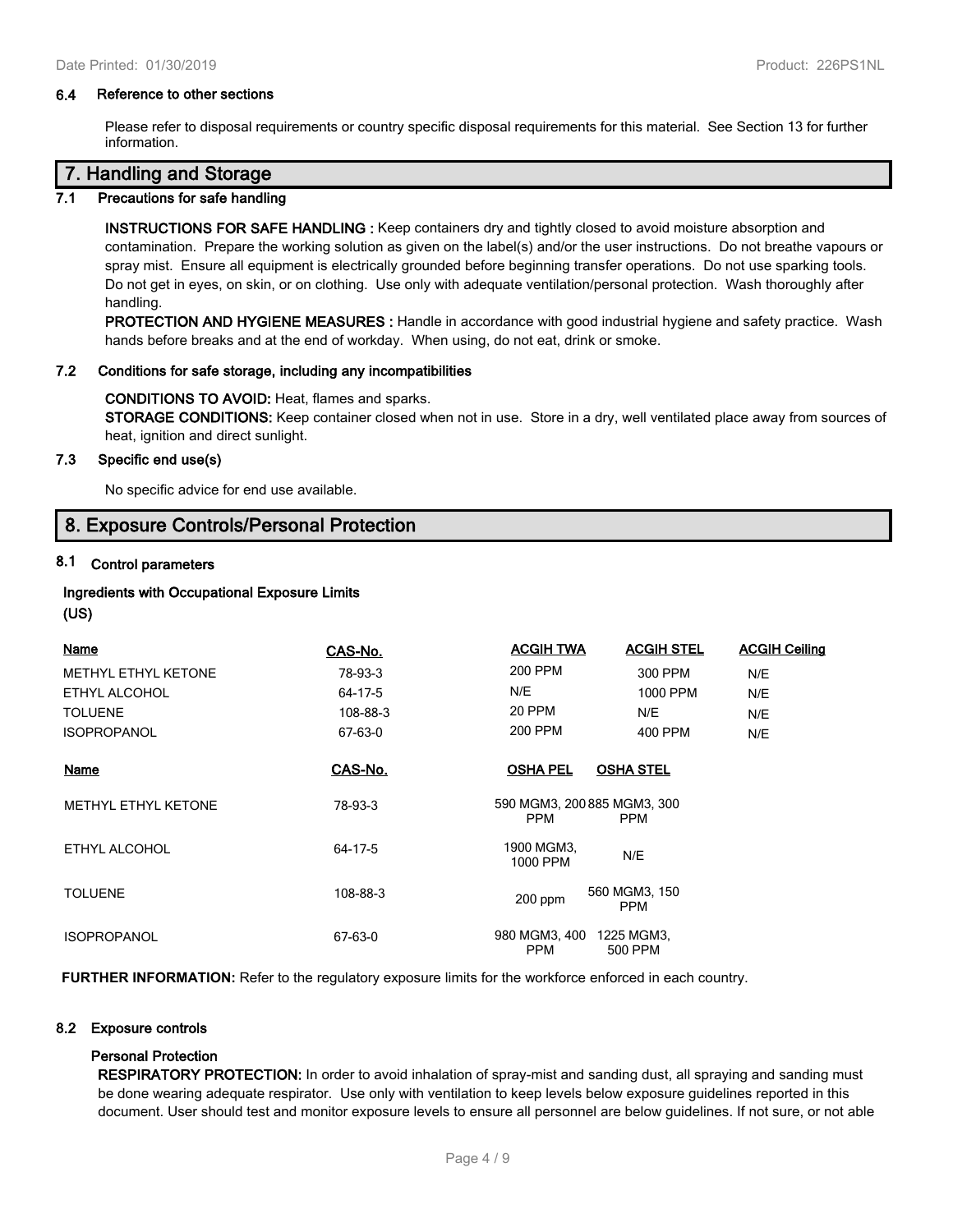#### 6.4 Reference to other sections

Please refer to disposal requirements or country specific disposal requirements for this material. See Section 13 for further information.

## 7. Handling and Storage

### 7.1 Precautions for safe handling

**INSTRUCTIONS FOR SAFE HANDLING :** Keep containers dry and tightly closed to avoid moisture absorption and contamination. Prepare the working solution as given on the label(s) and/or the user instructions. Do not breathe vapours or spray mist. Ensure all equipment is electrically grounded before beginning transfer operations. Do not use sparking tools. Do not get in eyes, on skin, or on clothing. Use only with adequate ventilation/personal protection. Wash thoroughly after handling.

**PROTECTION AND HYGIENE MEASURES :** Handle in accordance with good industrial hygiene and safety practice. Wash hands before breaks and at the end of workday. When using, do not eat, drink or smoke.

### 7.2 Conditions for safe storage, including any incompatibilities

**CONDITIONS TO AVOID:** Heat, flames and sparks.

**STORAGE CONDITIONS:** Keep container closed when not in use. Store in a dry, well ventilated place away from sources of heat, ignition and direct sunlight.

### 7.3 Specific end use(s)

No specific advice for end use available.

## 8. Exposure Controls/Personal Protection

### 8.1 Control parameters

**Ingredients with Occupational Exposure Limits (US)**

| Name | CAS-No. | ACGIH TWA | ACGIH STEL | ACGIH Ceiling |
|---|---|---|---|---|
| METHYL ETHYL KETONE | 78-93-3 | 200 PPM | 300 PPM | N/E |
| ETHYL ALCOHOL | 64-17-5 | N/E | 1000 PPM | N/E |
| TOLUENE | 108-88-3 | 20 PPM | N/E | N/E |
| ISOPROPANOL | 67-63-0 | 200 PPM | 400 PPM | N/E |

| Name | CAS-No. | OSHA PEL | OSHA STEL |
|---|---|---|---|
| METHYL ETHYL KETONE | 78-93-3 | 590 MGM3, 200 PPM | 885 MGM3, 300 PPM |
| ETHYL ALCOHOL | 64-17-5 | 1900 MGM3, 1000 PPM | N/E |
| TOLUENE | 108-88-3 | 200 ppm | 560 MGM3, 150 PPM |
| ISOPROPANOL | 67-63-0 | 980 MGM3, 400 PPM | 1225 MGM3, 500 PPM |

**FURTHER INFORMATION:** Refer to the regulatory exposure limits for the workforce enforced in each country.

### 8.2 Exposure controls

**Personal Protection**

**RESPIRATORY PROTECTION:** In order to avoid inhalation of spray-mist and sanding dust, all spraying and sanding must be done wearing adequate respirator. Use only with ventilation to keep levels below exposure guidelines reported in this document. User should test and monitor exposure levels to ensure all personnel are below guidelines. If not sure, or not able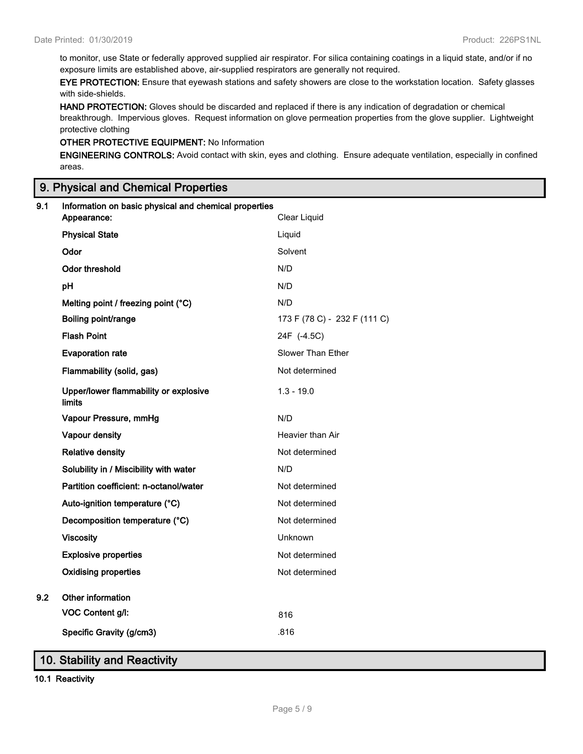to monitor, use State or federally approved supplied air respirator. For silica containing coatings in a liquid state, and/or if no exposure limits are established above, air-supplied respirators are generally not required.

**EYE PROTECTION:** Ensure that eyewash stations and safety showers are close to the workstation location. Safety glasses with side-shields.

**HAND PROTECTION:** Gloves should be discarded and replaced if there is any indication of degradation or chemical breakthrough. Impervious gloves. Request information on glove permeation properties from the glove supplier. Lightweight protective clothing

**OTHER PROTECTIVE EQUIPMENT:** No Information

**ENGINEERING CONTROLS:** Avoid contact with skin, eyes and clothing. Ensure adequate ventilation, especially in confined areas.

## 9. Physical and Chemical Properties

**9.1 Information on basic physical and chemical properties**

| Property | Value |
|---|---|
| **Appearance:** | Clear Liquid |
| **Physical State** | Liquid |
| **Odor** | Solvent |
| **Odor threshold** | N/D |
| **pH** | N/D |
| **Melting point / freezing point (°C)** | N/D |
| **Boiling point/range** | 173 F (78 C) - 232 F (111 C) |
| **Flash Point** | 24F (-4.5C) |
| **Evaporation rate** | Slower Than Ether |
| **Flammability (solid, gas)** | Not determined |
| **Upper/lower flammability or explosive limits** | 1.3 - 19.0 |
| **Vapour Pressure, mmHg** | N/D |
| **Vapour density** | Heavier than Air |
| **Relative density** | Not determined |
| **Solubility in / Miscibility with water** | N/D |
| **Partition coefficient: n-octanol/water** | Not determined |
| **Auto-ignition temperature (°C)** | Not determined |
| **Decomposition temperature (°C)** | Not determined |
| **Viscosity** | Unknown |
| **Explosive properties** | Not determined |
| **Oxidising properties** | Not determined |

**9.2 Other information**

| Property | Value |
|---|---|
| **VOC Content g/l:** | 816 |
| **Specific Gravity (g/cm3)** | .816 |

## 10. Stability and Reactivity

**10.1 Reactivity**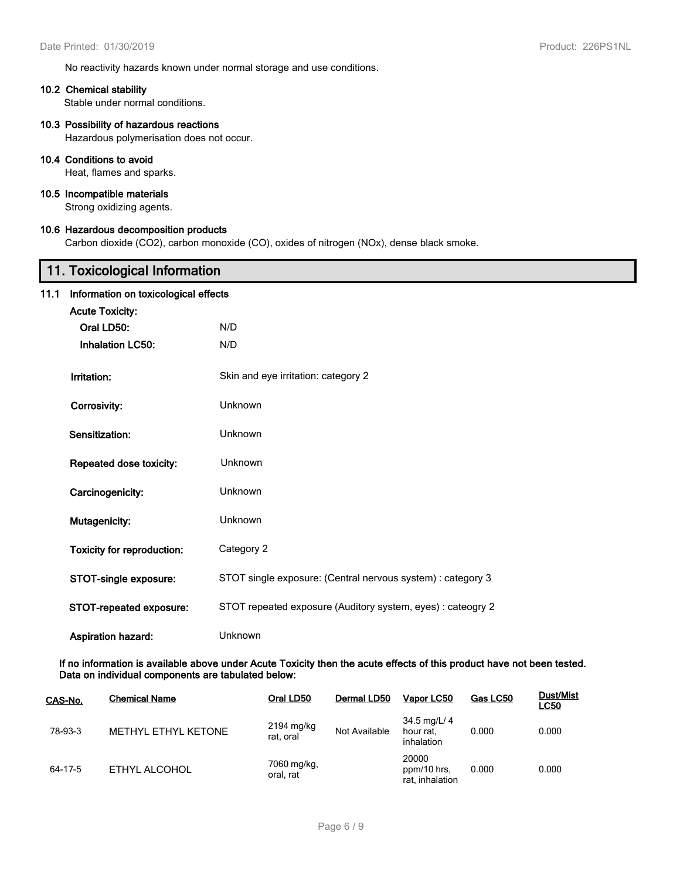No reactivity hazards known under normal storage and use conditions.

### 10.2 Chemical stability

Stable under normal conditions.

### 10.3 Possibility of hazardous reactions

Hazardous polymerisation does not occur.

### 10.4 Conditions to avoid

Heat, flames and sparks.

### 10.5 Incompatible materials

Strong oxidizing agents.

### 10.6 Hazardous decomposition products

Carbon dioxide ($CO_2$), carbon monoxide (CO), oxides of nitrogen (NOx), dense black smoke.

## 11. Toxicological Information

### 11.1 Information on toxicological effects

**Acute Toxicity:**

**Oral LD50:** N/D

**Inhalation LC50:** N/D

**Irritation:** Skin and eye irritation: category 2

**Corrosivity:** Unknown

**Sensitization:** Unknown

**Repeated dose toxicity:** Unknown

**Carcinogenicity:** Unknown

**Mutagenicity:** Unknown

**Toxicity for reproduction:** Category 2

**STOT-single exposure:** STOT single exposure: (Central nervous system) : category 3

**STOT-repeated exposure:** STOT repeated exposure (Auditory system, eyes) : cateogry 2

**Aspiration hazard:** Unknown

**If no information is available above under Acute Toxicity then the acute effects of this product have not been tested. Data on individual components are tabulated below:**

| CAS-No. | Chemical Name | Oral LD50 | Dermal LD50 | Vapor LC50 | Gas LC50 | Dust/Mist LC50 |
|---|---|---|---|---|---|---|
| 78-93-3 | METHYL ETHYL KETONE | 2194 mg/kg rat, oral | Not Available | 34.5 mg/L/ 4 hour rat, inhalation | 0.000 | 0.000 |
| 64-17-5 | ETHYL ALCOHOL | 7060 mg/kg, oral, rat | | 20000 ppm/10 hrs, rat, inhalation | 0.000 | 0.000 |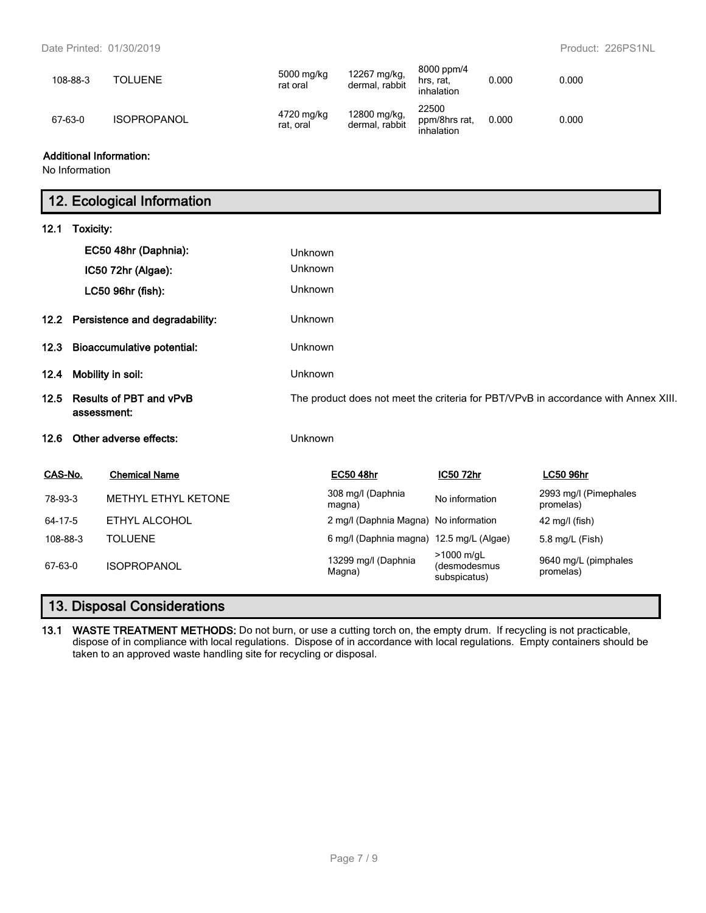| | | | | | | |
|---|---|---|---|---|---|---|
| 108-88-3 | TOLUENE | 5000 mg/kg rat oral | 12267 mg/kg, dermal, rabbit | 8000 ppm/4 hrs, rat, inhalation | 0.000 | 0.000 |
| 67-63-0 | ISOPROPANOL | 4720 mg/kg rat, oral | 12800 mg/kg, dermal, rabbit | 22500 ppm/8hrs rat, inhalation | 0.000 | 0.000 |

**Additional Information:**
No Information

## 12. Ecological Information

**12.1 Toxicity:**

| | |
|---|---|
| **EC50 48hr (Daphnia):** | Unknown |
| **IC50 72hr (Algae):** | Unknown |
| **LC50 96hr (fish):** | Unknown |

| | | |
|---|---|---|
| **12.2** | **Persistence and degradability:** | Unknown |
| **12.3** | **Bioaccumulative potential:** | Unknown |
| **12.4** | **Mobility in soil:** | Unknown |
| **12.5** | **Results of PBT and vPvB assessment:** | The product does not meet the criteria for PBT/VPvB in accordance with Annex XIII. |
| **12.6** | **Other adverse effects:** | Unknown |

| CAS-No. | Chemical Name | EC50 48hr | IC50 72hr | LC50 96hr |
|---|---|---|---|---|
| 78-93-3 | METHYL ETHYL KETONE | 308 mg/l (Daphnia magna) | No information | 2993 mg/l (Pimephales promelas) |
| 64-17-5 | ETHYL ALCOHOL | 2 mg/l (Daphnia Magna) | No information | 42 mg/l (fish) |
| 108-88-3 | TOLUENE | 6 mg/l (Daphnia magna) | 12.5 mg/L (Algae) | 5.8 mg/L (Fish) |
| 67-63-0 | ISOPROPANOL | 13299 mg/l (Daphnia Magna) | >1000 m/gL (desmodesmus subspicatus) | 9640 mg/L (pimphales promelas) |

## 13. Disposal Considerations

**13.1 WASTE TREATMENT METHODS:** Do not burn, or use a cutting torch on, the empty drum. If recycling is not practicable, dispose of in compliance with local regulations. Dispose of in accordance with local regulations. Empty containers should be taken to an approved waste handling site for recycling or disposal.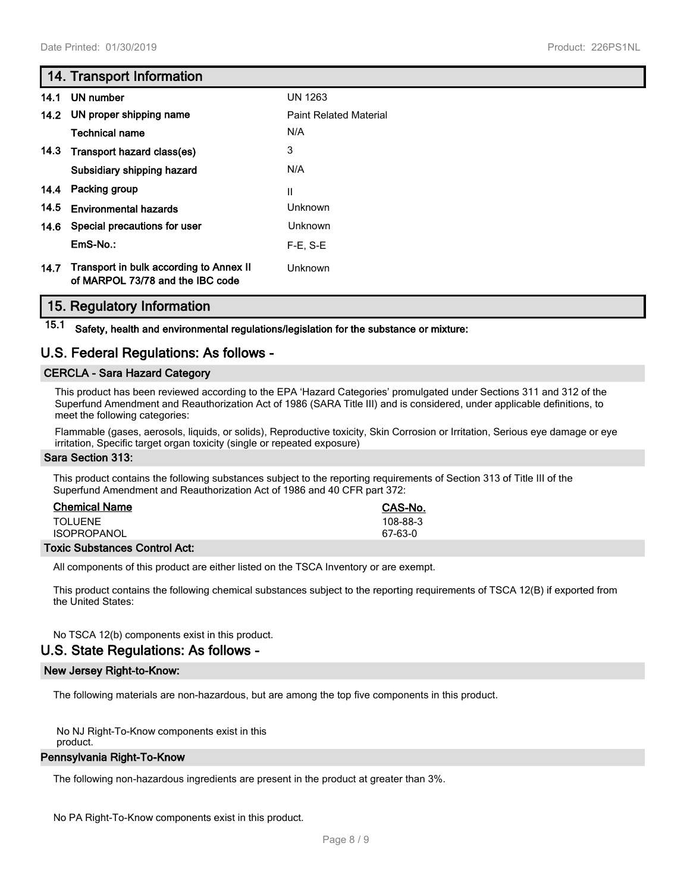## 14. Transport Information

| | | |
|---|---|---|
| 14.1 | UN number | UN 1263 |
| 14.2 | UN proper shipping name | Paint Related Material |
| | Technical name | N/A |
| 14.3 | Transport hazard class(es) | 3 |
| | Subsidiary shipping hazard | N/A |
| 14.4 | Packing group | II |
| 14.5 | Environmental hazards | Unknown |
| 14.6 | Special precautions for user | Unknown |
| | EmS-No.: | F-E, S-E |
| 14.7 | Transport in bulk according to Annex II of MARPOL 73/78 and the IBC code | Unknown |

## 15. Regulatory Information

**15.1 Safety, health and environmental regulations/legislation for the substance or mixture:**

## U.S. Federal Regulations: As follows -

### CERCLA - Sara Hazard Category

This product has been reviewed according to the EPA 'Hazard Categories' promulgated under Sections 311 and 312 of the Superfund Amendment and Reauthorization Act of 1986 (SARA Title III) and is considered, under applicable definitions, to meet the following categories:

Flammable (gases, aerosols, liquids, or solids), Reproductive toxicity, Skin Corrosion or Irritation, Serious eye damage or eye irritation, Specific target organ toxicity (single or repeated exposure)

### Sara Section 313:

This product contains the following substances subject to the reporting requirements of Section 313 of Title III of the Superfund Amendment and Reauthorization Act of 1986 and 40 CFR part 372:

| Chemical Name | CAS-No. |
|---|---|
| TOLUENE | 108-88-3 |
| ISOPROPANOL | 67-63-0 |

### Toxic Substances Control Act:

All components of this product are either listed on the TSCA Inventory or are exempt.

This product contains the following chemical substances subject to the reporting requirements of TSCA 12(B) if exported from the United States:

No TSCA 12(b) components exist in this product.

## U.S. State Regulations: As follows -

### New Jersey Right-to-Know:

The following materials are non-hazardous, but are among the top five components in this product.

No NJ Right-To-Know components exist in this product.

### Pennsylvania Right-To-Know

The following non-hazardous ingredients are present in the product at greater than 3%.

No PA Right-To-Know components exist in this product.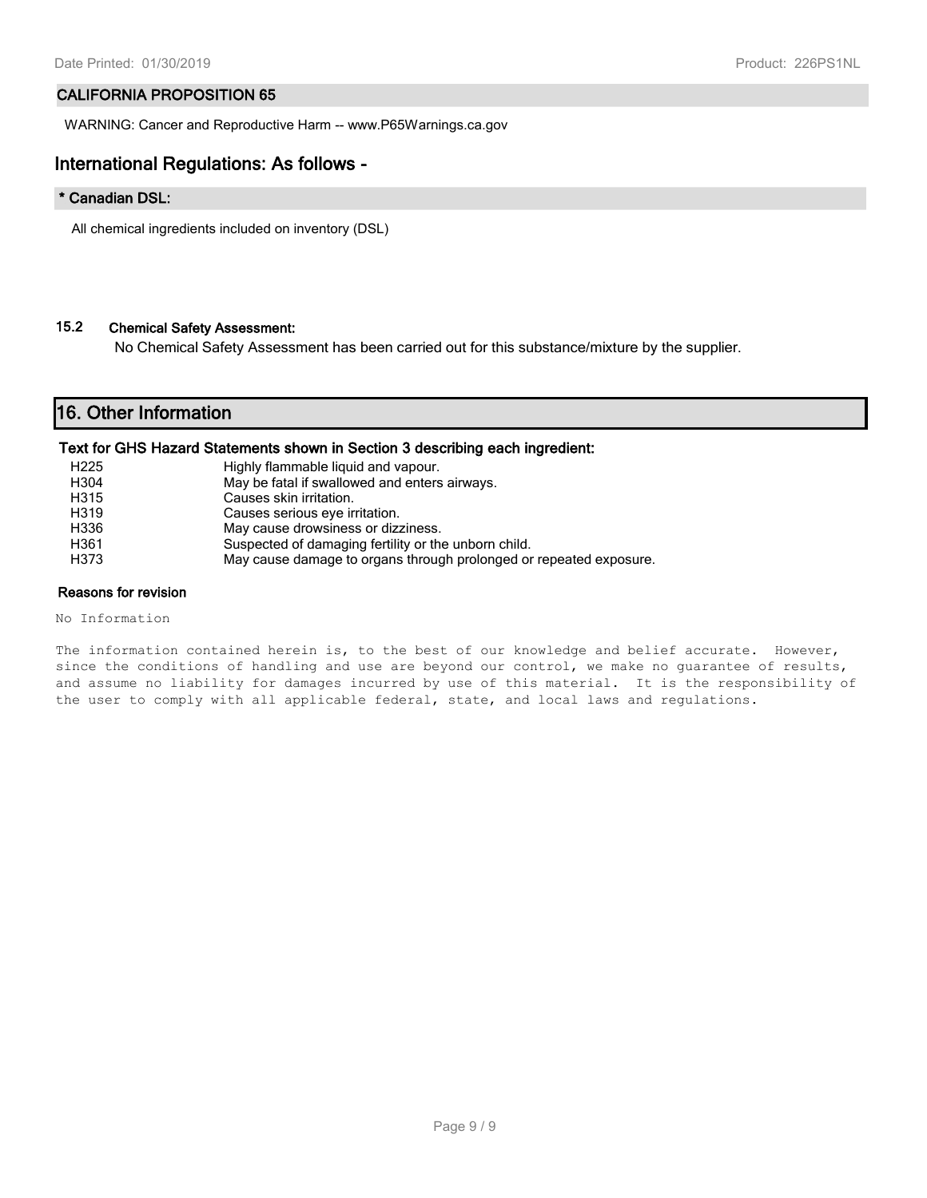### CALIFORNIA PROPOSITION 65

WARNING: Cancer and Reproductive Harm -- www.P65Warnings.ca.gov

## International Regulations: As follows -

### * Canadian DSL:

All chemical ingredients included on inventory (DSL)

### 15.2 Chemical Safety Assessment:

No Chemical Safety Assessment has been carried out for this substance/mixture by the supplier.

## 16. Other Information

### Text for GHS Hazard Statements shown in Section 3 describing each ingredient:

| | |
|---|---|
| H225 | Highly flammable liquid and vapour. |
| H304 | May be fatal if swallowed and enters airways. |
| H315 | Causes skin irritation. |
| H319 | Causes serious eye irritation. |
| H336 | May cause drowsiness or dizziness. |
| H361 | Suspected of damaging fertility or the unborn child. |
| H373 | May cause damage to organs through prolonged or repeated exposure. |

### Reasons for revision

No Information

The information contained herein is, to the best of our knowledge and belief accurate. However, since the conditions of handling and use are beyond our control, we make no guarantee of results, and assume no liability for damages incurred by use of this material. It is the responsibility of the user to comply with all applicable federal, state, and local laws and regulations.